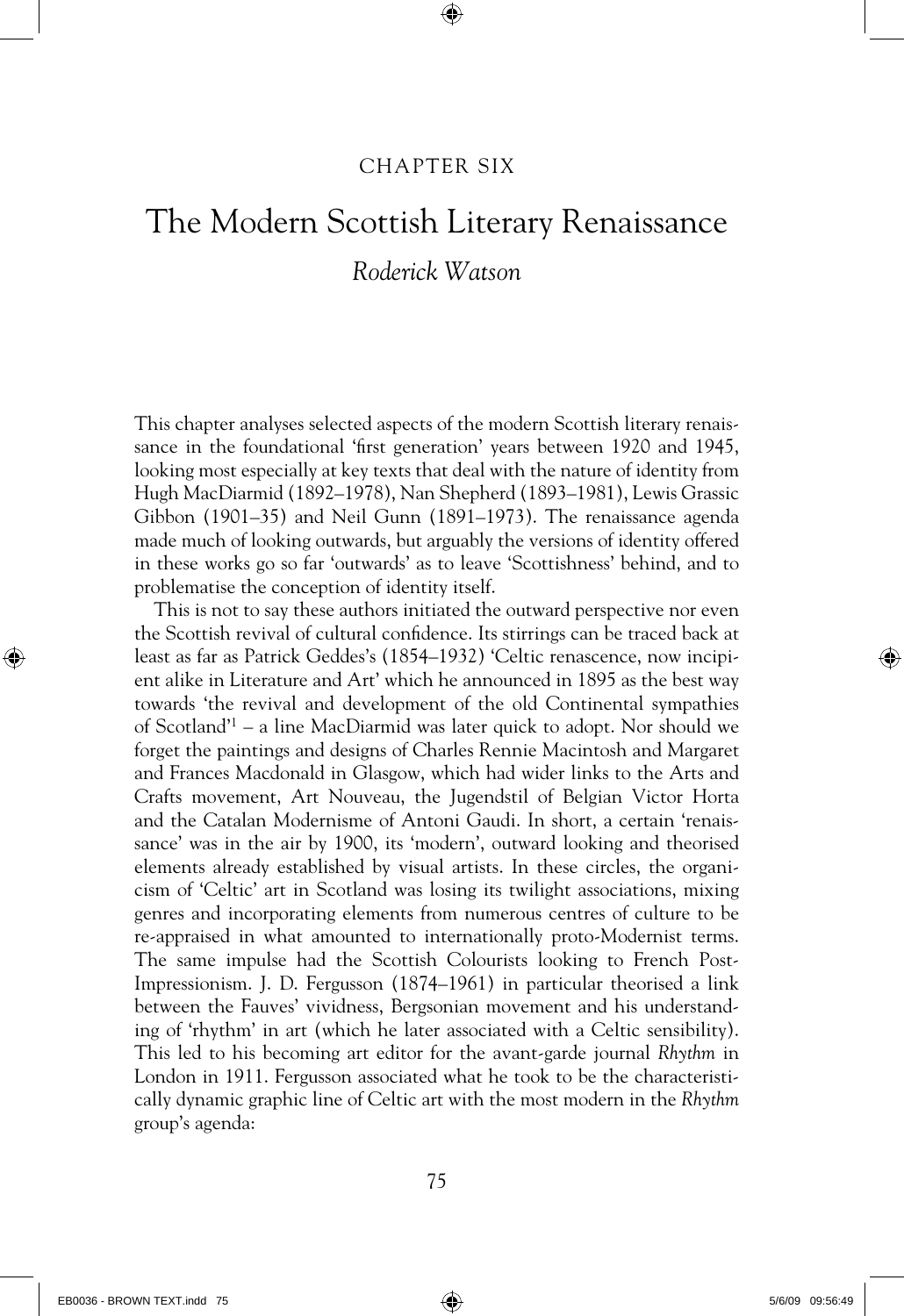CHAPTER SIX

# The Modern Scottish Literary Renaissance

*Roderick Watson*

This chapter analyses selected aspects of the modern Scottish literary renaissance in the foundational 'first generation' years between 1920 and 1945, looking most especially at key texts that deal with the nature of identity from Hugh MacDiarmid (1892–1978), Nan Shepherd (1893–1981), Lewis Grassic Gibbon (1901–35) and Neil Gunn (1891–1973). The renaissance agenda made much of looking outwards, but arguably the versions of identity offered in these works go so far 'outwards' as to leave 'Scottishness' behind, and to problematise the conception of identity itself.

This is not to say these authors initiated the outward perspective nor even the Scottish revival of cultural confidence. Its stirrings can be traced back at least as far as Patrick Geddes's (1854–1932) 'Celtic renascence, now incipient alike in Literature and Art' which he announced in 1895 as the best way towards 'the revival and development of the old Continental sympathies of Scotland'[1] – a line MacDiarmid was later quick to adopt. Nor should we forget the paintings and designs of Charles Rennie Macintosh and Margaret and Frances Macdonald in Glasgow, which had wider links to the Arts and Crafts movement, Art Nouveau, the Jugendstil of Belgian Victor Horta and the Catalan Modernisme of Antoni Gaudi. In short, a certain 'renaissance' was in the air by 1900, its 'modern', outward looking and theorised elements already established by visual artists. In these circles, the organicism of 'Celtic' art in Scotland was losing its twilight associations, mixing genres and incorporating elements from numerous centres of culture to be re-appraised in what amounted to internationally proto-Modernist terms. The same impulse had the Scottish Colourists looking to French Post-Impressionism. J. D. Fergusson (1874–1961) in particular theorised a link between the Fauves' vividness, Bergsonian movement and his understanding of 'rhythm' in art (which he later associated with a Celtic sensibility). This led to his becoming art editor for the avant-garde journal *Rhythm* in London in 1911. Fergusson associated what he took to be the characteristically dynamic graphic line of Celtic art with the most modern in the *Rhythm* group's agenda: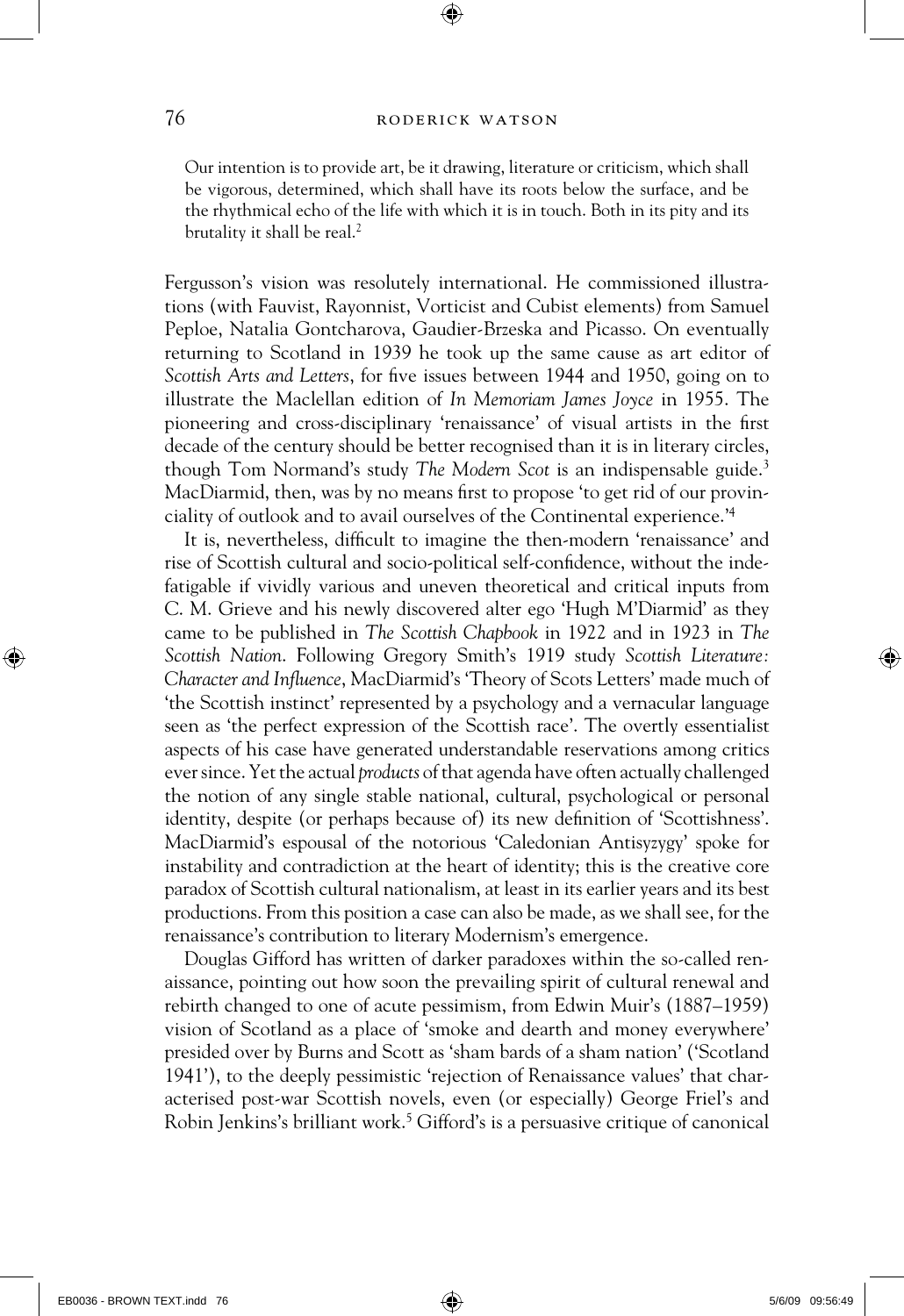> Our intention is to provide art, be it drawing, literature or criticism, which shall be vigorous, determined, which shall have its roots below the surface, and be the rhythmical echo of the life with which it is in touch. Both in its pity and its brutality it shall be real.[2]

Fergusson's vision was resolutely international. He commissioned illustrations (with Fauvist, Rayonnist, Vorticist and Cubist elements) from Samuel Peploe, Natalia Gontcharova, Gaudier-Brzeska and Picasso. On eventually returning to Scotland in 1939 he took up the same cause as art editor of *Scottish Arts and Letters*, for five issues between 1944 and 1950, going on to illustrate the Maclellan edition of *In Memoriam James Joyce* in 1955. The pioneering and cross-disciplinary 'renaissance' of visual artists in the first decade of the century should be better recognised than it is in literary circles, though Tom Normand's study *The Modern Scot* is an indispensable guide.[3] MacDiarmid, then, was by no means first to propose 'to get rid of our provinciality of outlook and to avail ourselves of the Continental experience.'[4]

It is, nevertheless, difficult to imagine the then-modern 'renaissance' and rise of Scottish cultural and socio-political self-confidence, without the indefatigable if vividly various and uneven theoretical and critical inputs from C. M. Grieve and his newly discovered alter ego 'Hugh M'Diarmid' as they came to be published in *The Scottish Chapbook* in 1922 and in 1923 in *The Scottish Nation*. Following Gregory Smith's 1919 study *Scottish Literature: Character and Influence*, MacDiarmid's 'Theory of Scots Letters' made much of 'the Scottish instinct' represented by a psychology and a vernacular language seen as 'the perfect expression of the Scottish race'. The overtly essentialist aspects of his case have generated understandable reservations among critics ever since. Yet the actual *products* of that agenda have often actually challenged the notion of any single stable national, cultural, psychological or personal identity, despite (or perhaps because of) its new definition of 'Scottishness'. MacDiarmid's espousal of the notorious 'Caledonian Antisyzygy' spoke for instability and contradiction at the heart of identity; this is the creative core paradox of Scottish cultural nationalism, at least in its earlier years and its best productions. From this position a case can also be made, as we shall see, for the renaissance's contribution to literary Modernism's emergence.

Douglas Gifford has written of darker paradoxes within the so-called renaissance, pointing out how soon the prevailing spirit of cultural renewal and rebirth changed to one of acute pessimism, from Edwin Muir's (1887–1959) vision of Scotland as a place of 'smoke and dearth and money everywhere' presided over by Burns and Scott as 'sham bards of a sham nation' ('Scotland 1941'), to the deeply pessimistic 'rejection of Renaissance values' that characterised post-war Scottish novels, even (or especially) George Friel's and Robin Jenkins's brilliant work.[5] Gifford's is a persuasive critique of canonical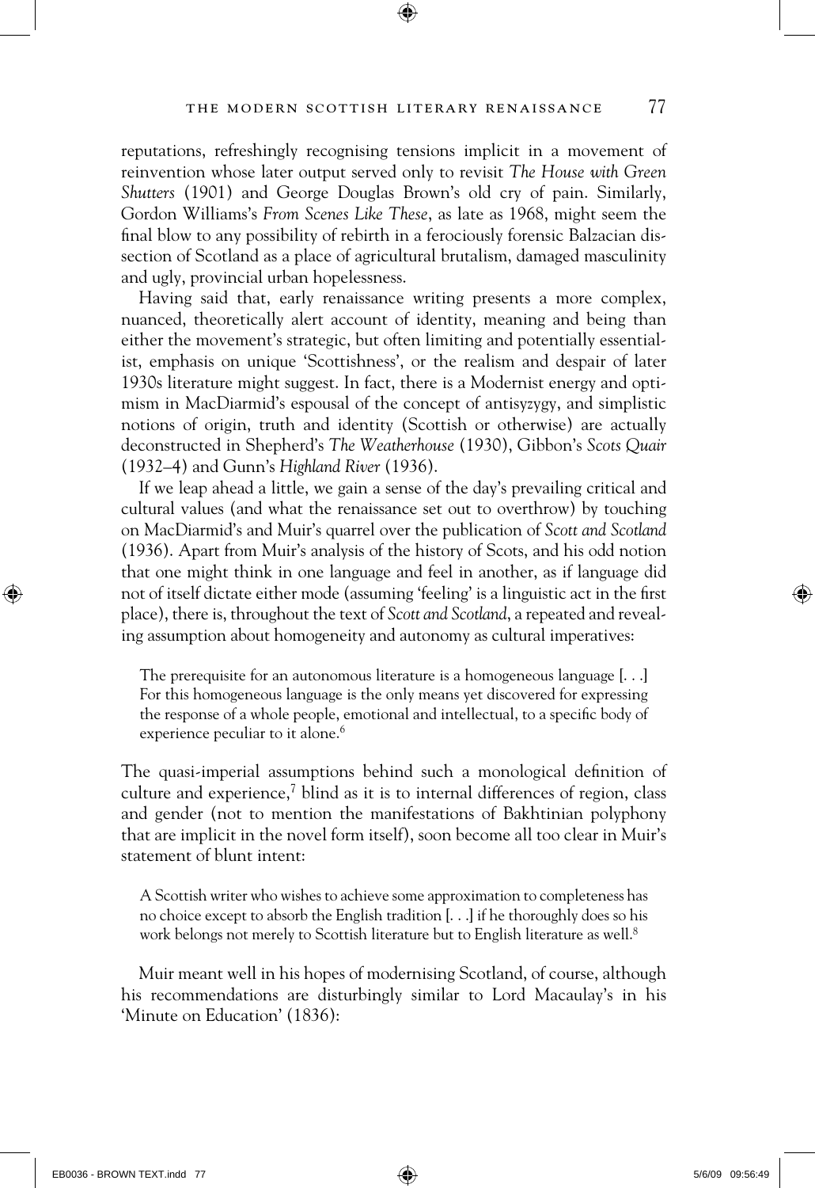reputations, refreshingly recognising tensions implicit in a movement of reinvention whose later output served only to revisit *The House with Green Shutters* (1901) and George Douglas Brown's old cry of pain. Similarly, Gordon Williams's *From Scenes Like These*, as late as 1968, might seem the final blow to any possibility of rebirth in a ferociously forensic Balzacian dissection of Scotland as a place of agricultural brutalism, damaged masculinity and ugly, provincial urban hopelessness.

Having said that, early renaissance writing presents a more complex, nuanced, theoretically alert account of identity, meaning and being than either the movement's strategic, but often limiting and potentially essentialist, emphasis on unique 'Scottishness', or the realism and despair of later 1930s literature might suggest. In fact, there is a Modernist energy and optimism in MacDiarmid's espousal of the concept of antisyzygy, and simplistic notions of origin, truth and identity (Scottish or otherwise) are actually deconstructed in Shepherd's *The Weatherhouse* (1930), Gibbon's *Scots Quair* (1932–4) and Gunn's *Highland River* (1936).

If we leap ahead a little, we gain a sense of the day's prevailing critical and cultural values (and what the renaissance set out to overthrow) by touching on MacDiarmid's and Muir's quarrel over the publication of *Scott and Scotland* (1936). Apart from Muir's analysis of the history of Scots, and his odd notion that one might think in one language and feel in another, as if language did not of itself dictate either mode (assuming 'feeling' is a linguistic act in the first place), there is, throughout the text of *Scott and Scotland*, a repeated and revealing assumption about homogeneity and autonomy as cultural imperatives:

> The prerequisite for an autonomous literature is a homogeneous language [. . .] For this homogeneous language is the only means yet discovered for expressing the response of a whole people, emotional and intellectual, to a specific body of experience peculiar to it alone.[6]

The quasi-imperial assumptions behind such a monological definition of culture and experience,[7] blind as it is to internal differences of region, class and gender (not to mention the manifestations of Bakhtinian polyphony that are implicit in the novel form itself), soon become all too clear in Muir's statement of blunt intent:

> A Scottish writer who wishes to achieve some approximation to completeness has no choice except to absorb the English tradition [. . .] if he thoroughly does so his work belongs not merely to Scottish literature but to English literature as well.[8]

Muir meant well in his hopes of modernising Scotland, of course, although his recommendations are disturbingly similar to Lord Macaulay's in his 'Minute on Education' (1836):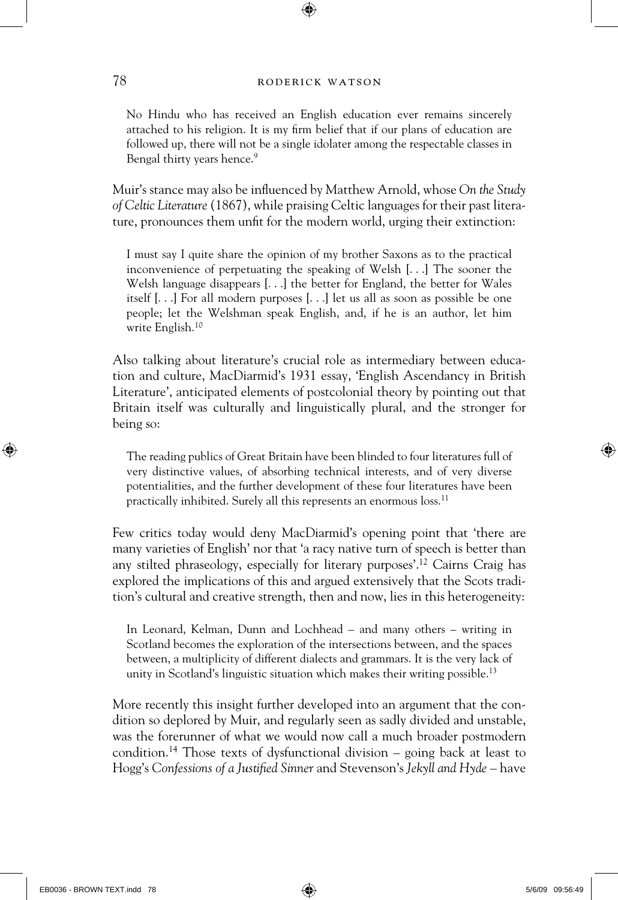> No Hindu who has received an English education ever remains sincerely attached to his religion. It is my firm belief that if our plans of education are followed up, there will not be a single idolater among the respectable classes in Bengal thirty years hence.[9]

Muir's stance may also be influenced by Matthew Arnold, whose *On the Study of Celtic Literature* (1867), while praising Celtic languages for their past literature, pronounces them unfit for the modern world, urging their extinction:

> I must say I quite share the opinion of my brother Saxons as to the practical inconvenience of perpetuating the speaking of Welsh [. . .] The sooner the Welsh language disappears [. . .] the better for England, the better for Wales itself [. . .] For all modern purposes [. . .] let us all as soon as possible be one people; let the Welshman speak English, and, if he is an author, let him write English.[10]

Also talking about literature's crucial role as intermediary between education and culture, MacDiarmid's 1931 essay, 'English Ascendancy in British Literature', anticipated elements of postcolonial theory by pointing out that Britain itself was culturally and linguistically plural, and the stronger for being so:

> The reading publics of Great Britain have been blinded to four literatures full of very distinctive values, of absorbing technical interests, and of very diverse potentialities, and the further development of these four literatures have been practically inhibited. Surely all this represents an enormous loss.[11]

Few critics today would deny MacDiarmid's opening point that 'there are many varieties of English' nor that 'a racy native turn of speech is better than any stilted phraseology, especially for literary purposes'.[12] Cairns Craig has explored the implications of this and argued extensively that the Scots tradition's cultural and creative strength, then and now, lies in this heterogeneity:

> In Leonard, Kelman, Dunn and Lochhead – and many others – writing in Scotland becomes the exploration of the intersections between, and the spaces between, a multiplicity of different dialects and grammars. It is the very lack of unity in Scotland's linguistic situation which makes their writing possible.[13]

More recently this insight further developed into an argument that the condition so deplored by Muir, and regularly seen as sadly divided and unstable, was the forerunner of what we would now call a much broader postmodern condition.[14] Those texts of dysfunctional division – going back at least to Hogg's *Confessions of a Justified Sinner* and Stevenson's *Jekyll and Hyde* – have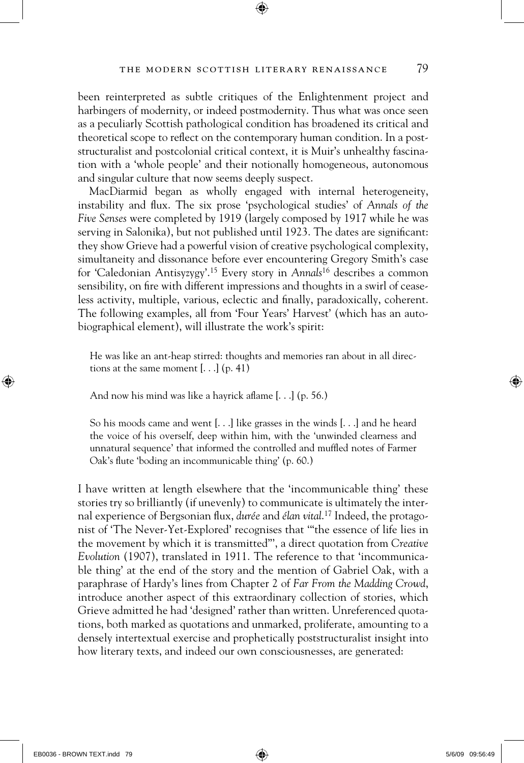been reinterpreted as subtle critiques of the Enlightenment project and harbingers of modernity, or indeed postmodernity. Thus what was once seen as a peculiarly Scottish pathological condition has broadened its critical and theoretical scope to reflect on the contemporary human condition. In a poststructuralist and postcolonial critical context, it is Muir's unhealthy fascination with a 'whole people' and their notionally homogeneous, autonomous and singular culture that now seems deeply suspect.

MacDiarmid began as wholly engaged with internal heterogeneity, instability and flux. The six prose 'psychological studies' of *Annals of the Five Senses* were completed by 1919 (largely composed by 1917 while he was serving in Salonika), but not published until 1923. The dates are significant: they show Grieve had a powerful vision of creative psychological complexity, simultaneity and dissonance before ever encountering Gregory Smith's case for 'Caledonian Antisyzygy'.[15] Every story in *Annals*[16] describes a common sensibility, on fire with different impressions and thoughts in a swirl of ceaseless activity, multiple, various, eclectic and finally, paradoxically, coherent. The following examples, all from 'Four Years' Harvest' (which has an autobiographical element), will illustrate the work's spirit:

> He was like an ant-heap stirred: thoughts and memories ran about in all directions at the same moment [. . .] (p. 41)

> And now his mind was like a hayrick aflame [. . .] (p. 56.)

> So his moods came and went [. . .] like grasses in the winds [. . .] and he heard the voice of his overself, deep within him, with the 'unwinded clearness and unnatural sequence' that informed the controlled and muffled notes of Farmer Oak's flute 'boding an incommunicable thing' (p. 60.)

I have written at length elsewhere that the 'incommunicable thing' these stories try so brilliantly (if unevenly) to communicate is ultimately the internal experience of Bergsonian flux, *durée* and *élan vital*.[17] Indeed, the protagonist of 'The Never-Yet-Explored' recognises that '"the essence of life lies in the movement by which it is transmitted"', a direct quotation from *Creative Evolution* (1907), translated in 1911. The reference to that 'incommunicable thing' at the end of the story and the mention of Gabriel Oak, with a paraphrase of Hardy's lines from Chapter 2 of *Far From the Madding Crowd*, introduce another aspect of this extraordinary collection of stories, which Grieve admitted he had 'designed' rather than written. Unreferenced quotations, both marked as quotations and unmarked, proliferate, amounting to a densely intertextual exercise and prophetically poststructuralist insight into how literary texts, and indeed our own consciousnesses, are generated: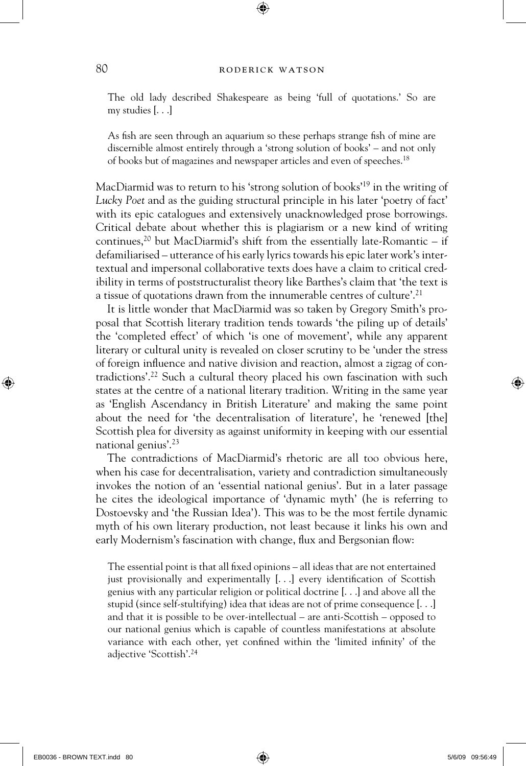> The old lady described Shakespeare as being 'full of quotations.' So are my studies [. . .]
>
> As fish are seen through an aquarium so these perhaps strange fish of mine are discernible almost entirely through a 'strong solution of books' – and not only of books but of magazines and newspaper articles and even of speeches.[18]

MacDiarmid was to return to his 'strong solution of books'[19] in the writing of *Lucky Poet* and as the guiding structural principle in his later 'poetry of fact' with its epic catalogues and extensively unacknowledged prose borrowings. Critical debate about whether this is plagiarism or a new kind of writing continues,[20] but MacDiarmid's shift from the essentially late-Romantic – if defamiliarised – utterance of his early lyrics towards his epic later work's intertextual and impersonal collaborative texts does have a claim to critical credibility in terms of poststructuralist theory like Barthes's claim that 'the text is a tissue of quotations drawn from the innumerable centres of culture'.[21]

It is little wonder that MacDiarmid was so taken by Gregory Smith's proposal that Scottish literary tradition tends towards 'the piling up of details' the 'completed effect' of which 'is one of movement', while any apparent literary or cultural unity is revealed on closer scrutiny to be 'under the stress of foreign influence and native division and reaction, almost a zigzag of contradictions'.[22] Such a cultural theory placed his own fascination with such states at the centre of a national literary tradition. Writing in the same year as 'English Ascendancy in British Literature' and making the same point about the need for 'the decentralisation of literature', he 'renewed [the] Scottish plea for diversity as against uniformity in keeping with our essential national genius'.[23]

The contradictions of MacDiarmid's rhetoric are all too obvious here, when his case for decentralisation, variety and contradiction simultaneously invokes the notion of an 'essential national genius'. But in a later passage he cites the ideological importance of 'dynamic myth' (he is referring to Dostoevsky and 'the Russian Idea'). This was to be the most fertile dynamic myth of his own literary production, not least because it links his own and early Modernism's fascination with change, flux and Bergsonian flow:

> The essential point is that all fixed opinions – all ideas that are not entertained just provisionally and experimentally [. . .] every identification of Scottish genius with any particular religion or political doctrine [. . .] and above all the stupid (since self-stultifying) idea that ideas are not of prime consequence [. . .] and that it is possible to be over-intellectual – are anti-Scottish – opposed to our national genius which is capable of countless manifestations at absolute variance with each other, yet confined within the 'limited infinity' of the adjective 'Scottish'.[24]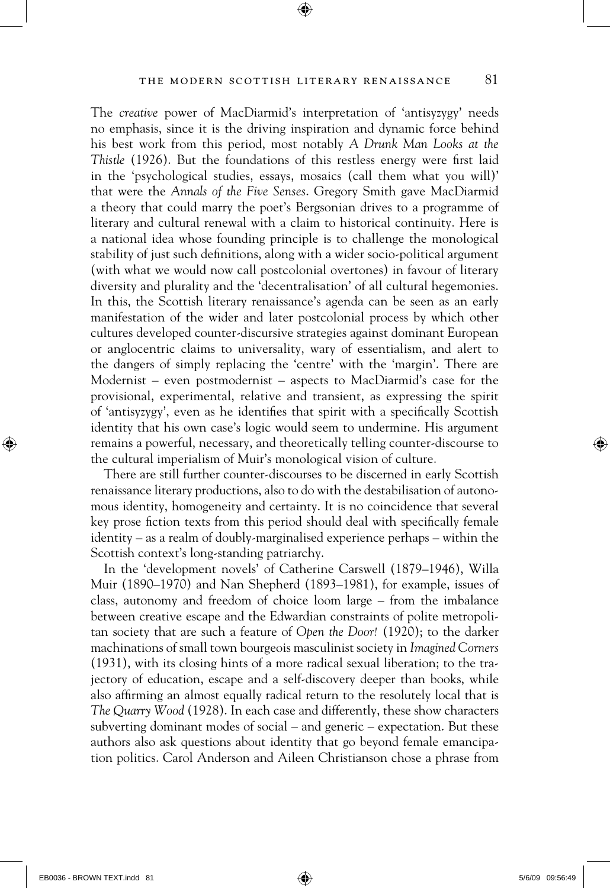The *creative* power of MacDiarmid's interpretation of 'antisyzygy' needs no emphasis, since it is the driving inspiration and dynamic force behind his best work from this period, most notably *A Drunk Man Looks at the Thistle* (1926). But the foundations of this restless energy were first laid in the 'psychological studies, essays, mosaics (call them what you will)' that were the *Annals of the Five Senses*. Gregory Smith gave MacDiarmid a theory that could marry the poet's Bergsonian drives to a programme of literary and cultural renewal with a claim to historical continuity. Here is a national idea whose founding principle is to challenge the monological stability of just such definitions, along with a wider socio-political argument (with what we would now call postcolonial overtones) in favour of literary diversity and plurality and the 'decentralisation' of all cultural hegemonies. In this, the Scottish literary renaissance's agenda can be seen as an early manifestation of the wider and later postcolonial process by which other cultures developed counter-discursive strategies against dominant European or anglocentric claims to universality, wary of essentialism, and alert to the dangers of simply replacing the 'centre' with the 'margin'. There are Modernist – even postmodernist – aspects to MacDiarmid's case for the provisional, experimental, relative and transient, as expressing the spirit of 'antisyzygy', even as he identifies that spirit with a specifically Scottish identity that his own case's logic would seem to undermine. His argument remains a powerful, necessary, and theoretically telling counter-discourse to the cultural imperialism of Muir's monological vision of culture.

There are still further counter-discourses to be discerned in early Scottish renaissance literary productions, also to do with the destabilisation of autonomous identity, homogeneity and certainty. It is no coincidence that several key prose fiction texts from this period should deal with specifically female identity – as a realm of doubly-marginalised experience perhaps – within the Scottish context's long-standing patriarchy.

In the 'development novels' of Catherine Carswell (1879–1946), Willa Muir (1890–1970) and Nan Shepherd (1893–1981), for example, issues of class, autonomy and freedom of choice loom large – from the imbalance between creative escape and the Edwardian constraints of polite metropolitan society that are such a feature of *Open the Door!* (1920); to the darker machinations of small town bourgeois masculinist society in *Imagined Corners* (1931), with its closing hints of a more radical sexual liberation; to the trajectory of education, escape and a self-discovery deeper than books, while also affirming an almost equally radical return to the resolutely local that is *The Quarry Wood* (1928). In each case and differently, these show characters subverting dominant modes of social – and generic – expectation. But these authors also ask questions about identity that go beyond female emancipation politics. Carol Anderson and Aileen Christianson chose a phrase from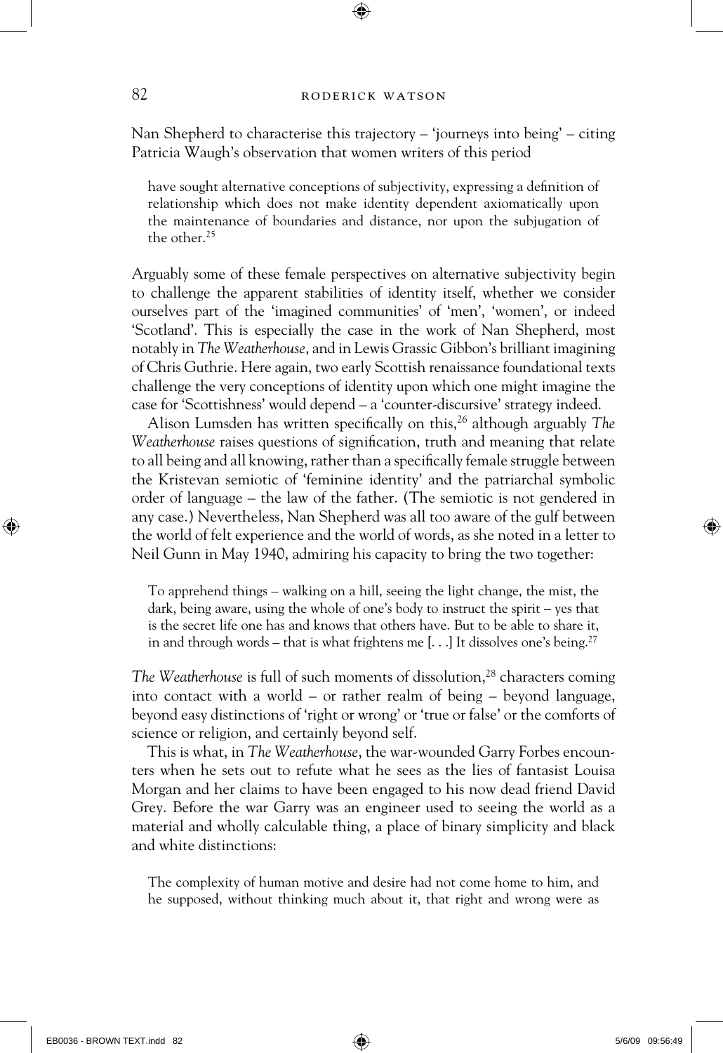Nan Shepherd to characterise this trajectory – 'journeys into being' – citing Patricia Waugh's observation that women writers of this period

> have sought alternative conceptions of subjectivity, expressing a definition of relationship which does not make identity dependent axiomatically upon the maintenance of boundaries and distance, nor upon the subjugation of the other.[25]

Arguably some of these female perspectives on alternative subjectivity begin to challenge the apparent stabilities of identity itself, whether we consider ourselves part of the 'imagined communities' of 'men', 'women', or indeed 'Scotland'. This is especially the case in the work of Nan Shepherd, most notably in *The Weatherhouse*, and in Lewis Grassic Gibbon's brilliant imagining of Chris Guthrie. Here again, two early Scottish renaissance foundational texts challenge the very conceptions of identity upon which one might imagine the case for 'Scottishness' would depend – a 'counter-discursive' strategy indeed.

Alison Lumsden has written specifically on this,[26] although arguably *The Weatherhouse* raises questions of signification, truth and meaning that relate to all being and all knowing, rather than a specifically female struggle between the Kristevan semiotic of 'feminine identity' and the patriarchal symbolic order of language – the law of the father. (The semiotic is not gendered in any case.) Nevertheless, Nan Shepherd was all too aware of the gulf between the world of felt experience and the world of words, as she noted in a letter to Neil Gunn in May 1940, admiring his capacity to bring the two together:

> To apprehend things – walking on a hill, seeing the light change, the mist, the dark, being aware, using the whole of one's body to instruct the spirit – yes that is the secret life one has and knows that others have. But to be able to share it, in and through words – that is what frightens me [. . .] It dissolves one's being.[27]

*The Weatherhouse* is full of such moments of dissolution,[28] characters coming into contact with a world – or rather realm of being – beyond language, beyond easy distinctions of 'right or wrong' or 'true or false' or the comforts of science or religion, and certainly beyond self.

This is what, in *The Weatherhouse*, the war-wounded Garry Forbes encounters when he sets out to refute what he sees as the lies of fantasist Louisa Morgan and her claims to have been engaged to his now dead friend David Grey. Before the war Garry was an engineer used to seeing the world as a material and wholly calculable thing, a place of binary simplicity and black and white distinctions:

> The complexity of human motive and desire had not come home to him, and he supposed, without thinking much about it, that right and wrong were as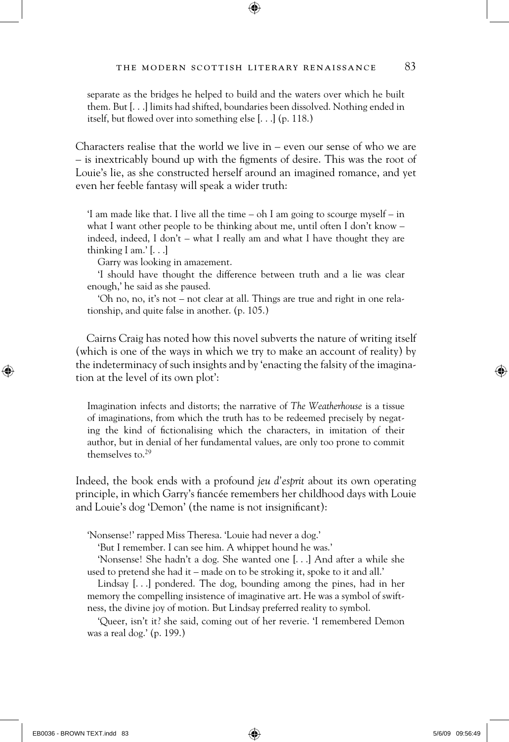> separate as the bridges he helped to build and the waters over which he built them. But [. . .] limits had shifted, boundaries been dissolved. Nothing ended in itself, but flowed over into something else [. . .] (p. 118.)

Characters realise that the world we live in – even our sense of who we are – is inextricably bound up with the figments of desire. This was the root of Louie's lie, as she constructed herself around an imagined romance, and yet even her feeble fantasy will speak a wider truth:

> 'I am made like that. I live all the time – oh I am going to scourge myself – in what I want other people to be thinking about me, until often I don't know – indeed, indeed, I don't – what I really am and what I have thought they are thinking I am.' [. . .]
>
> Garry was looking in amazement.
>
> 'I should have thought the difference between truth and a lie was clear enough,' he said as she paused.
>
> 'Oh no, no, it's not – not clear at all. Things are true and right in one relationship, and quite false in another. (p. 105.)

Cairns Craig has noted how this novel subverts the nature of writing itself (which is one of the ways in which we try to make an account of reality) by the indeterminacy of such insights and by 'enacting the falsity of the imagination at the level of its own plot':

> Imagination infects and distorts; the narrative of *The Weatherhouse* is a tissue of imaginations, from which the truth has to be redeemed precisely by negating the kind of fictionalising which the characters, in imitation of their author, but in denial of her fundamental values, are only too prone to commit themselves to.[29]

Indeed, the book ends with a profound *jeu d'esprit* about its own operating principle, in which Garry's fiancée remembers her childhood days with Louie and Louie's dog 'Demon' (the name is not insignificant):

> 'Nonsense!' rapped Miss Theresa. 'Louie had never a dog.'
>
> 'But I remember. I can see him. A whippet hound he was.'
>
> 'Nonsense! She hadn't a dog. She wanted one [. . .] And after a while she used to pretend she had it – made on to be stroking it, spoke to it and all.'
>
> Lindsay [. . .] pondered. The dog, bounding among the pines, had in her memory the compelling insistence of imaginative art. He was a symbol of swiftness, the divine joy of motion. But Lindsay preferred reality to symbol.
>
> 'Queer, isn't it? she said, coming out of her reverie. 'I remembered Demon was a real dog.' (p. 199.)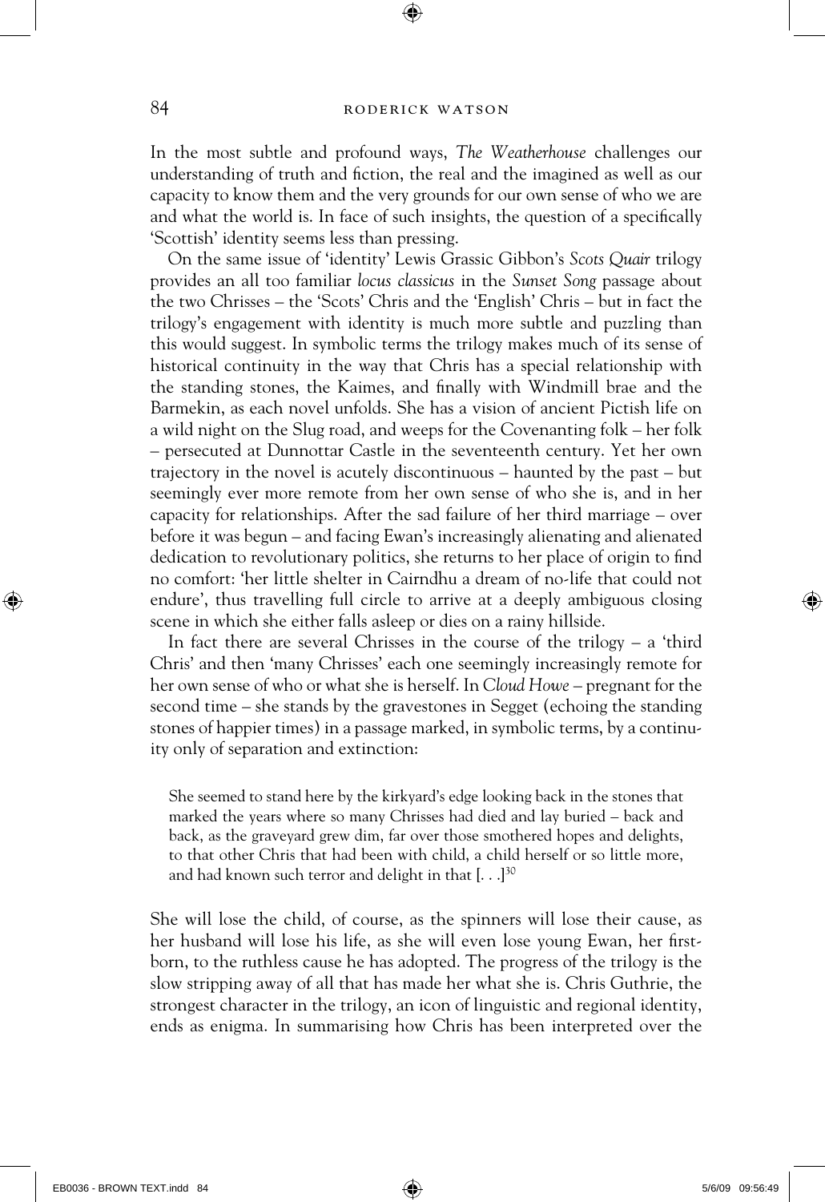In the most subtle and profound ways, *The Weatherhouse* challenges our understanding of truth and fiction, the real and the imagined as well as our capacity to know them and the very grounds for our own sense of who we are and what the world is. In face of such insights, the question of a specifically 'Scottish' identity seems less than pressing.

On the same issue of 'identity' Lewis Grassic Gibbon's *Scots Quair* trilogy provides an all too familiar *locus classicus* in the *Sunset Song* passage about the two Chrisses – the 'Scots' Chris and the 'English' Chris – but in fact the trilogy's engagement with identity is much more subtle and puzzling than this would suggest. In symbolic terms the trilogy makes much of its sense of historical continuity in the way that Chris has a special relationship with the standing stones, the Kaimes, and finally with Windmill brae and the Barmekin, as each novel unfolds. She has a vision of ancient Pictish life on a wild night on the Slug road, and weeps for the Covenanting folk – her folk – persecuted at Dunnottar Castle in the seventeenth century. Yet her own trajectory in the novel is acutely discontinuous – haunted by the past – but seemingly ever more remote from her own sense of who she is, and in her capacity for relationships. After the sad failure of her third marriage – over before it was begun – and facing Ewan's increasingly alienating and alienated dedication to revolutionary politics, she returns to her place of origin to find no comfort: 'her little shelter in Cairndhu a dream of no-life that could not endure', thus travelling full circle to arrive at a deeply ambiguous closing scene in which she either falls asleep or dies on a rainy hillside.

In fact there are several Chrisses in the course of the trilogy – a 'third Chris' and then 'many Chrisses' each one seemingly increasingly remote for her own sense of who or what she is herself. In *Cloud Howe* – pregnant for the second time – she stands by the gravestones in Segget (echoing the standing stones of happier times) in a passage marked, in symbolic terms, by a continuity only of separation and extinction:

> She seemed to stand here by the kirkyard's edge looking back in the stones that marked the years where so many Chrisses had died and lay buried – back and back, as the graveyard grew dim, far over those smothered hopes and delights, to that other Chris that had been with child, a child herself or so little more, and had known such terror and delight in that [. . .][30]

She will lose the child, of course, as the spinners will lose their cause, as her husband will lose his life, as she will even lose young Ewan, her first-born, to the ruthless cause he has adopted. The progress of the trilogy is the slow stripping away of all that has made her what she is. Chris Guthrie, the strongest character in the trilogy, an icon of linguistic and regional identity, ends as enigma. In summarising how Chris has been interpreted over the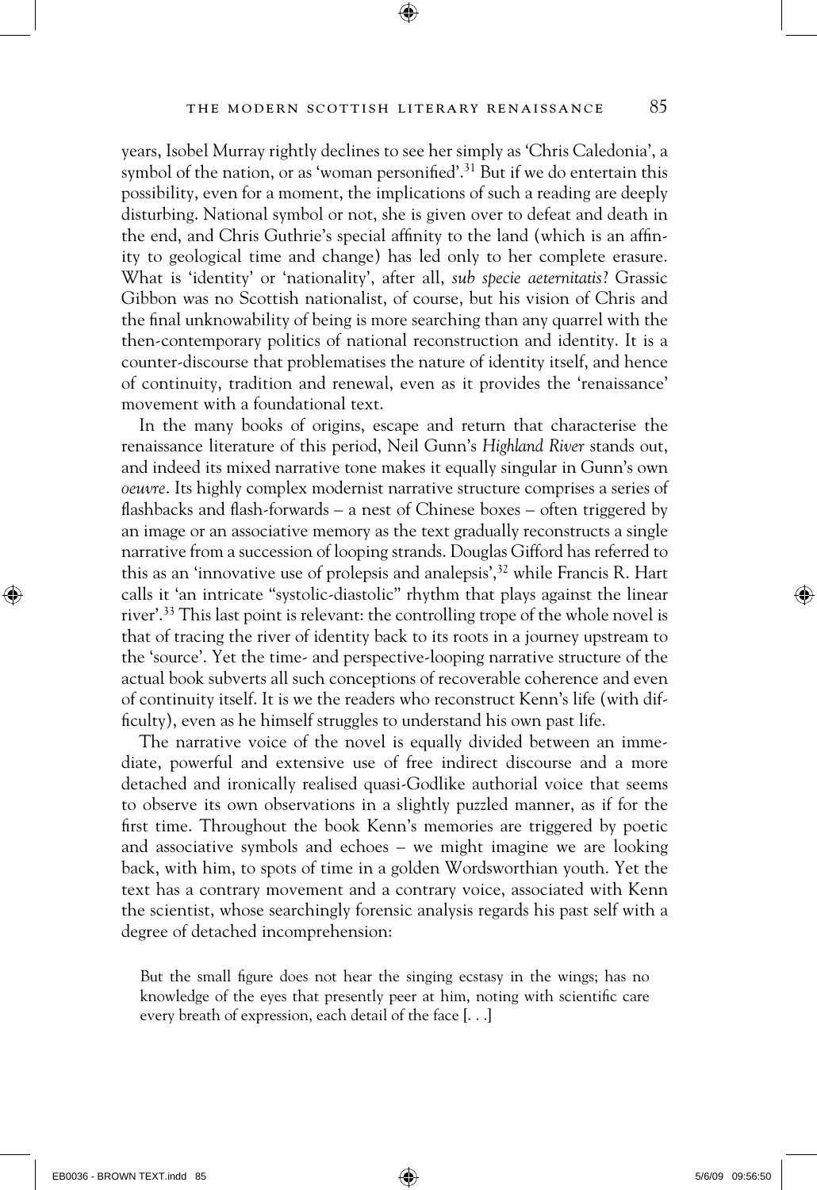years, Isobel Murray rightly declines to see her simply as 'Chris Caledonia', a symbol of the nation, or as 'woman personified'.[31] But if we do entertain this possibility, even for a moment, the implications of such a reading are deeply disturbing. National symbol or not, she is given over to defeat and death in the end, and Chris Guthrie's special affinity to the land (which is an affinity to geological time and change) has led only to her complete erasure. What is 'identity' or 'nationality', after all, *sub specie aeternitatis*? Grassic Gibbon was no Scottish nationalist, of course, but his vision of Chris and the final unknowability of being is more searching than any quarrel with the then-contemporary politics of national reconstruction and identity. It is a counter-discourse that problematises the nature of identity itself, and hence of continuity, tradition and renewal, even as it provides the 'renaissance' movement with a foundational text.

In the many books of origins, escape and return that characterise the renaissance literature of this period, Neil Gunn's *Highland River* stands out, and indeed its mixed narrative tone makes it equally singular in Gunn's own *oeuvre*. Its highly complex modernist narrative structure comprises a series of flashbacks and flash-forwards – a nest of Chinese boxes – often triggered by an image or an associative memory as the text gradually reconstructs a single narrative from a succession of looping strands. Douglas Gifford has referred to this as an 'innovative use of prolepsis and analepsis',[32] while Francis R. Hart calls it 'an intricate "systolic-diastolic" rhythm that plays against the linear river'.[33] This last point is relevant: the controlling trope of the whole novel is that of tracing the river of identity back to its roots in a journey upstream to the 'source'. Yet the time- and perspective-looping narrative structure of the actual book subverts all such conceptions of recoverable coherence and even of continuity itself. It is we the readers who reconstruct Kenn's life (with difficulty), even as he himself struggles to understand his own past life.

The narrative voice of the novel is equally divided between an immediate, powerful and extensive use of free indirect discourse and a more detached and ironically realised quasi-Godlike authorial voice that seems to observe its own observations in a slightly puzzled manner, as if for the first time. Throughout the book Kenn's memories are triggered by poetic and associative symbols and echoes – we might imagine we are looking back, with him, to spots of time in a golden Wordsworthian youth. Yet the text has a contrary movement and a contrary voice, associated with Kenn the scientist, whose searchingly forensic analysis regards his past self with a degree of detached incomprehension:

> But the small figure does not hear the singing ecstasy in the wings; has no knowledge of the eyes that presently peer at him, noting with scientific care every breath of expression, each detail of the face [. . .]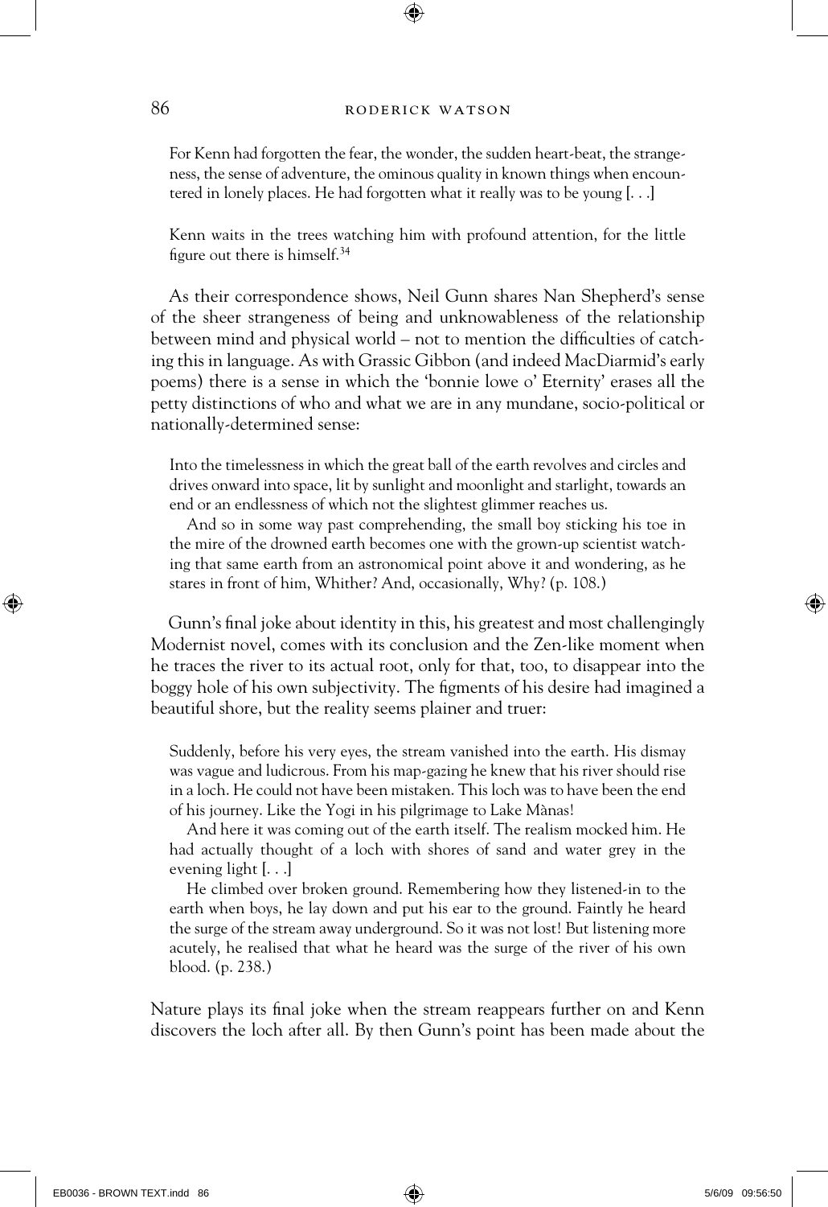> For Kenn had forgotten the fear, the wonder, the sudden heart-beat, the strangeness, the sense of adventure, the ominous quality in known things when encountered in lonely places. He had forgotten what it really was to be young [. . .]
>
> Kenn waits in the trees watching him with profound attention, for the little figure out there is himself.[34]

As their correspondence shows, Neil Gunn shares Nan Shepherd's sense of the sheer strangeness of being and unknowableness of the relationship between mind and physical world – not to mention the difficulties of catching this in language. As with Grassic Gibbon (and indeed MacDiarmid's early poems) there is a sense in which the 'bonnie lowe o' Eternity' erases all the petty distinctions of who and what we are in any mundane, socio-political or nationally-determined sense:

> Into the timelessness in which the great ball of the earth revolves and circles and drives onward into space, lit by sunlight and moonlight and starlight, towards an end or an endlessness of which not the slightest glimmer reaches us.
>
> And so in some way past comprehending, the small boy sticking his toe in the mire of the drowned earth becomes one with the grown-up scientist watching that same earth from an astronomical point above it and wondering, as he stares in front of him, Whither? And, occasionally, Why? (p. 108.)

Gunn's final joke about identity in this, his greatest and most challengingly Modernist novel, comes with its conclusion and the Zen-like moment when he traces the river to its actual root, only for that, too, to disappear into the boggy hole of his own subjectivity. The figments of his desire had imagined a beautiful shore, but the reality seems plainer and truer:

> Suddenly, before his very eyes, the stream vanished into the earth. His dismay was vague and ludicrous. From his map-gazing he knew that his river should rise in a loch. He could not have been mistaken. This loch was to have been the end of his journey. Like the Yogi in his pilgrimage to Lake Mànas!
>
> And here it was coming out of the earth itself. The realism mocked him. He had actually thought of a loch with shores of sand and water grey in the evening light [. . .]
>
> He climbed over broken ground. Remembering how they listened-in to the earth when boys, he lay down and put his ear to the ground. Faintly he heard the surge of the stream away underground. So it was not lost! But listening more acutely, he realised that what he heard was the surge of the river of his own blood. (p. 238.)

Nature plays its final joke when the stream reappears further on and Kenn discovers the loch after all. By then Gunn's point has been made about the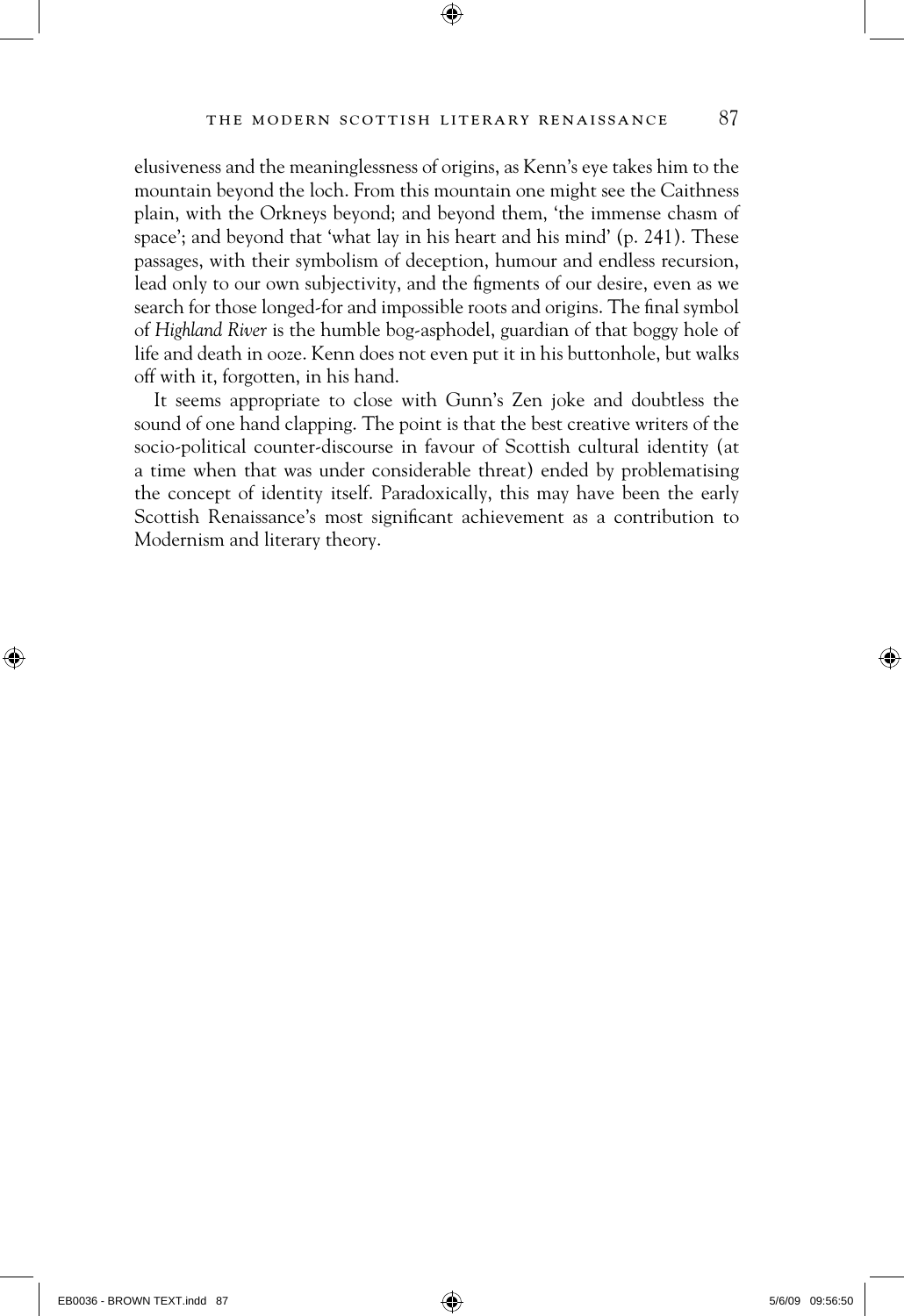elusiveness and the meaninglessness of origins, as Kenn's eye takes him to the mountain beyond the loch. From this mountain one might see the Caithness plain, with the Orkneys beyond; and beyond them, 'the immense chasm of space'; and beyond that 'what lay in his heart and his mind' (p. 241). These passages, with their symbolism of deception, humour and endless recursion, lead only to our own subjectivity, and the figments of our desire, even as we search for those longed-for and impossible roots and origins. The final symbol of *Highland River* is the humble bog-asphodel, guardian of that boggy hole of life and death in ooze. Kenn does not even put it in his buttonhole, but walks off with it, forgotten, in his hand.

It seems appropriate to close with Gunn's Zen joke and doubtless the sound of one hand clapping. The point is that the best creative writers of the socio-political counter-discourse in favour of Scottish cultural identity (at a time when that was under considerable threat) ended by problematising the concept of identity itself. Paradoxically, this may have been the early Scottish Renaissance's most significant achievement as a contribution to Modernism and literary theory.